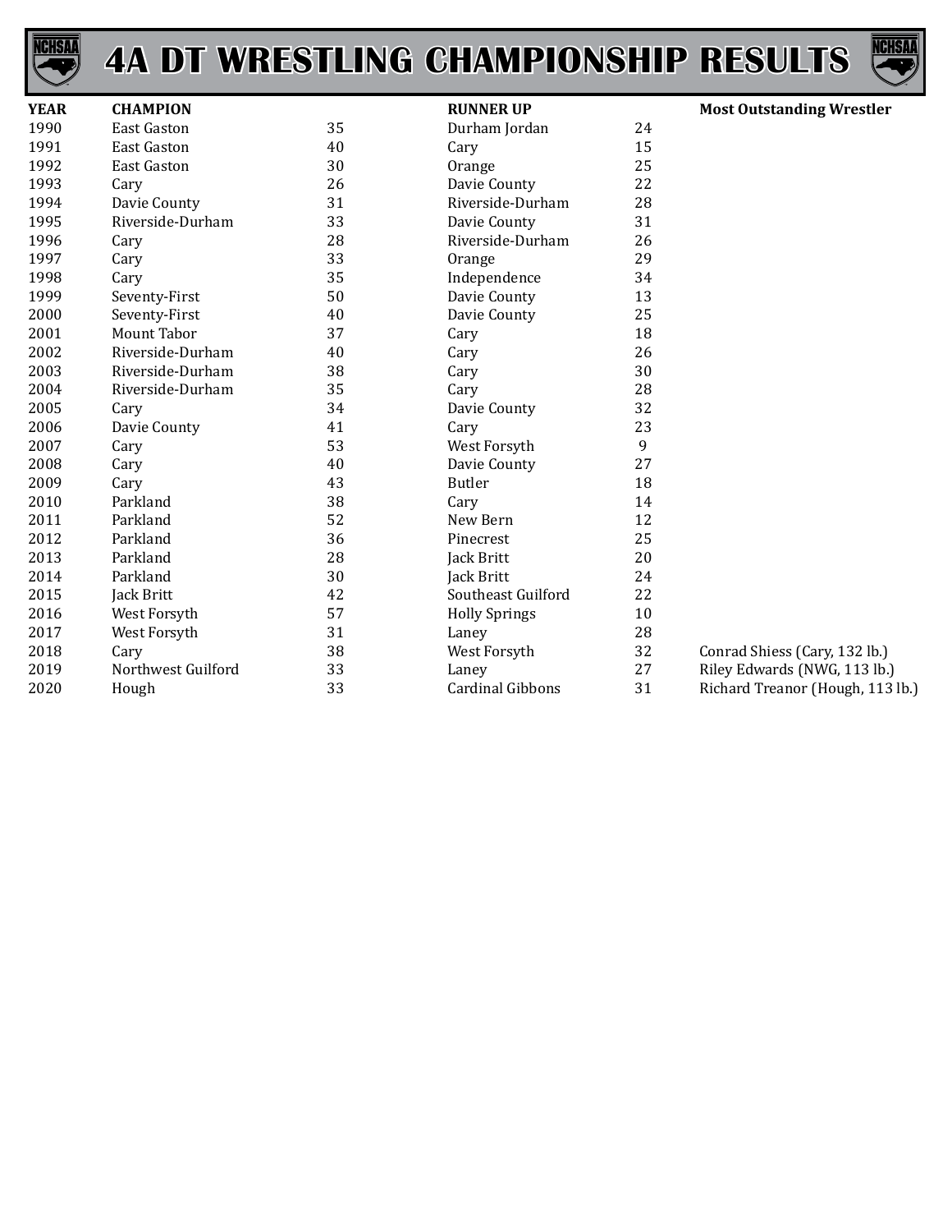# 4A DT WRESTLING CHAMPIONSHIP RESULTS

| YEAR | CHAMPION | | RUNNER UP | | Most Outstanding Wrestler |
|---|---|---|---|---|---|
| 1990 | East Gaston | 35 | Durham Jordan | 24 | |
| 1991 | East Gaston | 40 | Cary | 15 | |
| 1992 | East Gaston | 30 | Orange | 25 | |
| 1993 | Cary | 26 | Davie County | 22 | |
| 1994 | Davie County | 31 | Riverside-Durham | 28 | |
| 1995 | Riverside-Durham | 33 | Davie County | 31 | |
| 1996 | Cary | 28 | Riverside-Durham | 26 | |
| 1997 | Cary | 33 | Orange | 29 | |
| 1998 | Cary | 35 | Independence | 34 | |
| 1999 | Seventy-First | 50 | Davie County | 13 | |
| 2000 | Seventy-First | 40 | Davie County | 25 | |
| 2001 | Mount Tabor | 37 | Cary | 18 | |
| 2002 | Riverside-Durham | 40 | Cary | 26 | |
| 2003 | Riverside-Durham | 38 | Cary | 30 | |
| 2004 | Riverside-Durham | 35 | Cary | 28 | |
| 2005 | Cary | 34 | Davie County | 32 | |
| 2006 | Davie County | 41 | Cary | 23 | |
| 2007 | Cary | 53 | West Forsyth | 9 | |
| 2008 | Cary | 40 | Davie County | 27 | |
| 2009 | Cary | 43 | Butler | 18 | |
| 2010 | Parkland | 38 | Cary | 14 | |
| 2011 | Parkland | 52 | New Bern | 12 | |
| 2012 | Parkland | 36 | Pinecrest | 25 | |
| 2013 | Parkland | 28 | Jack Britt | 20 | |
| 2014 | Parkland | 30 | Jack Britt | 24 | |
| 2015 | Jack Britt | 42 | Southeast Guilford | 22 | |
| 2016 | West Forsyth | 57 | Holly Springs | 10 | |
| 2017 | West Forsyth | 31 | Laney | 28 | |
| 2018 | Cary | 38 | West Forsyth | 32 | Conrad Shiess (Cary, 132 lb.) |
| 2019 | Northwest Guilford | 33 | Laney | 27 | Riley Edwards (NWG, 113 lb.) |
| 2020 | Hough | 33 | Cardinal Gibbons | 31 | Richard Treanor (Hough, 113 lb.) |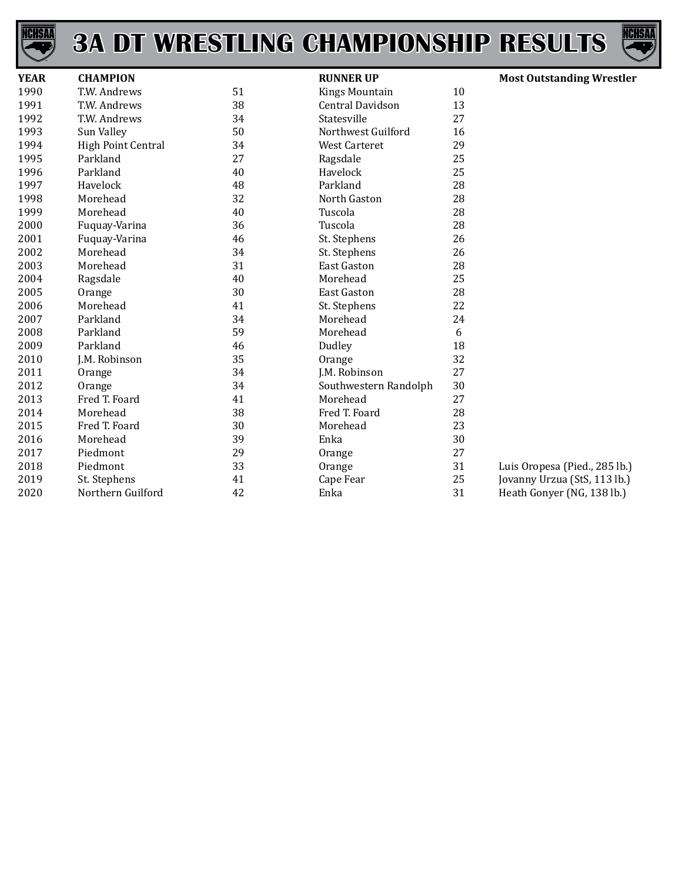# 3A DT WRESTLING CHAMPIONSHIP RESULTS

| YEAR | CHAMPION | | RUNNER UP | | Most Outstanding Wrestler |
|---|---|---|---|---|---|
| 1990 | T.W. Andrews | 51 | Kings Mountain | 10 | |
| 1991 | T.W. Andrews | 38 | Central Davidson | 13 | |
| 1992 | T.W. Andrews | 34 | Statesville | 27 | |
| 1993 | Sun Valley | 50 | Northwest Guilford | 16 | |
| 1994 | High Point Central | 34 | West Carteret | 29 | |
| 1995 | Parkland | 27 | Ragsdale | 25 | |
| 1996 | Parkland | 40 | Havelock | 25 | |
| 1997 | Havelock | 48 | Parkland | 28 | |
| 1998 | Morehead | 32 | North Gaston | 28 | |
| 1999 | Morehead | 40 | Tuscola | 28 | |
| 2000 | Fuquay-Varina | 36 | Tuscola | 28 | |
| 2001 | Fuquay-Varina | 46 | St. Stephens | 26 | |
| 2002 | Morehead | 34 | St. Stephens | 26 | |
| 2003 | Morehead | 31 | East Gaston | 28 | |
| 2004 | Ragsdale | 40 | Morehead | 25 | |
| 2005 | Orange | 30 | East Gaston | 28 | |
| 2006 | Morehead | 41 | St. Stephens | 22 | |
| 2007 | Parkland | 34 | Morehead | 24 | |
| 2008 | Parkland | 59 | Morehead | 6 | |
| 2009 | Parkland | 46 | Dudley | 18 | |
| 2010 | J.M. Robinson | 35 | Orange | 32 | |
| 2011 | Orange | 34 | J.M. Robinson | 27 | |
| 2012 | Orange | 34 | Southwestern Randolph | 30 | |
| 2013 | Fred T. Foard | 41 | Morehead | 27 | |
| 2014 | Morehead | 38 | Fred T. Foard | 28 | |
| 2015 | Fred T. Foard | 30 | Morehead | 23 | |
| 2016 | Morehead | 39 | Enka | 30 | |
| 2017 | Piedmont | 29 | Orange | 27 | |
| 2018 | Piedmont | 33 | Orange | 31 | Luis Oropesa (Pied., 285 lb.) |
| 2019 | St. Stephens | 41 | Cape Fear | 25 | Jovanny Urzua (StS, 113 lb.) |
| 2020 | Northern Guilford | 42 | Enka | 31 | Heath Gonyer (NG, 138 lb.) |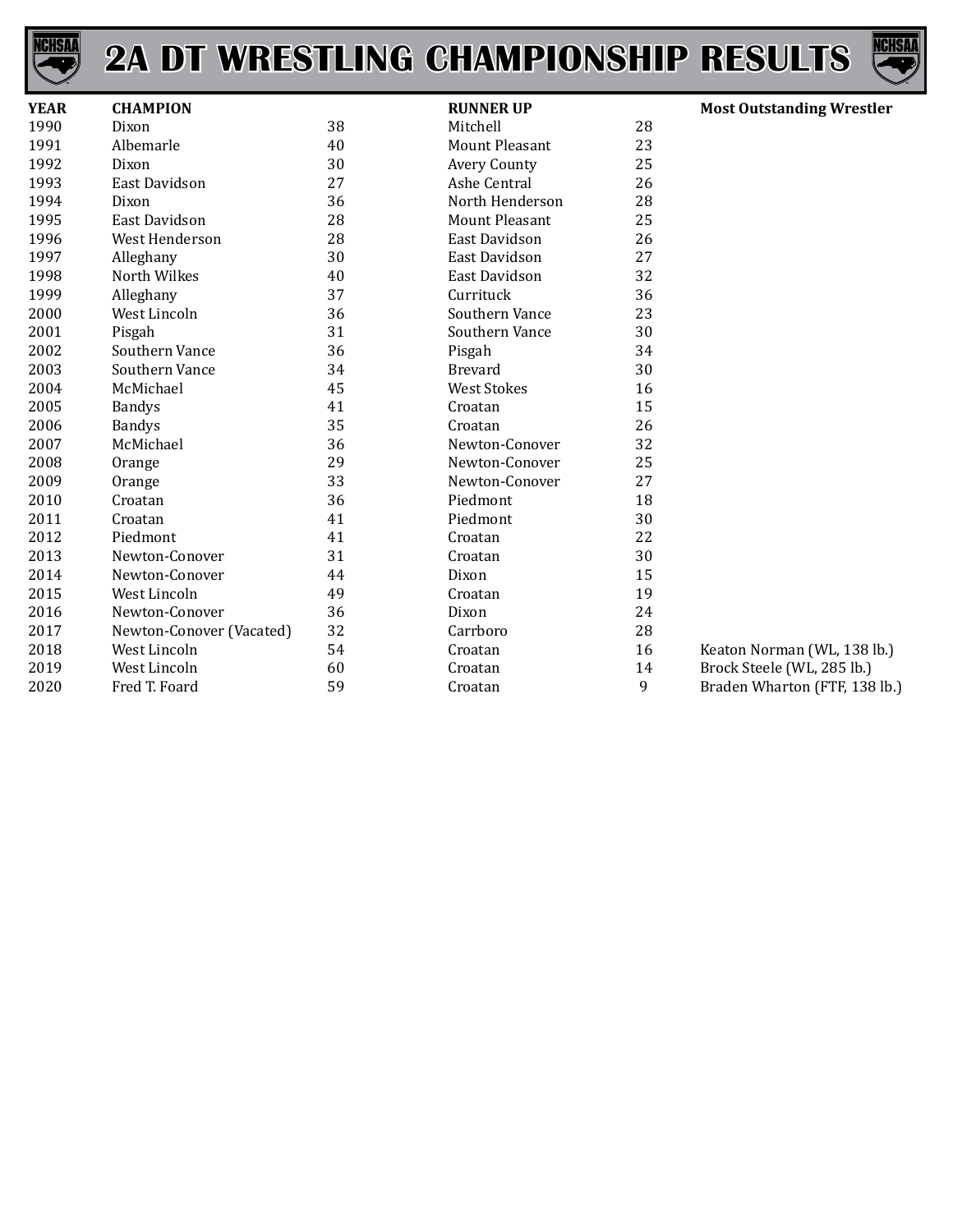# 2A DT WRESTLING CHAMPIONSHIP RESULTS

| YEAR | CHAMPION | | RUNNER UP | | Most Outstanding Wrestler |
|---|---|---|---|---|---|
| 1990 | Dixon | 38 | Mitchell | 28 | |
| 1991 | Albemarle | 40 | Mount Pleasant | 23 | |
| 1992 | Dixon | 30 | Avery County | 25 | |
| 1993 | East Davidson | 27 | Ashe Central | 26 | |
| 1994 | Dixon | 36 | North Henderson | 28 | |
| 1995 | East Davidson | 28 | Mount Pleasant | 25 | |
| 1996 | West Henderson | 28 | East Davidson | 26 | |
| 1997 | Alleghany | 30 | East Davidson | 27 | |
| 1998 | North Wilkes | 40 | East Davidson | 32 | |
| 1999 | Alleghany | 37 | Currituck | 36 | |
| 2000 | West Lincoln | 36 | Southern Vance | 23 | |
| 2001 | Pisgah | 31 | Southern Vance | 30 | |
| 2002 | Southern Vance | 36 | Pisgah | 34 | |
| 2003 | Southern Vance | 34 | Brevard | 30 | |
| 2004 | McMichael | 45 | West Stokes | 16 | |
| 2005 | Bandys | 41 | Croatan | 15 | |
| 2006 | Bandys | 35 | Croatan | 26 | |
| 2007 | McMichael | 36 | Newton-Conover | 32 | |
| 2008 | Orange | 29 | Newton-Conover | 25 | |
| 2009 | Orange | 33 | Newton-Conover | 27 | |
| 2010 | Croatan | 36 | Piedmont | 18 | |
| 2011 | Croatan | 41 | Piedmont | 30 | |
| 2012 | Piedmont | 41 | Croatan | 22 | |
| 2013 | Newton-Conover | 31 | Croatan | 30 | |
| 2014 | Newton-Conover | 44 | Dixon | 15 | |
| 2015 | West Lincoln | 49 | Croatan | 19 | |
| 2016 | Newton-Conover | 36 | Dixon | 24 | |
| 2017 | Newton-Conover (Vacated) | 32 | Carrboro | 28 | |
| 2018 | West Lincoln | 54 | Croatan | 16 | Keaton Norman (WL, 138 lb.) |
| 2019 | West Lincoln | 60 | Croatan | 14 | Brock Steele (WL, 285 lb.) |
| 2020 | Fred T. Foard | 59 | Croatan | 9 | Braden Wharton (FTF, 138 lb.) |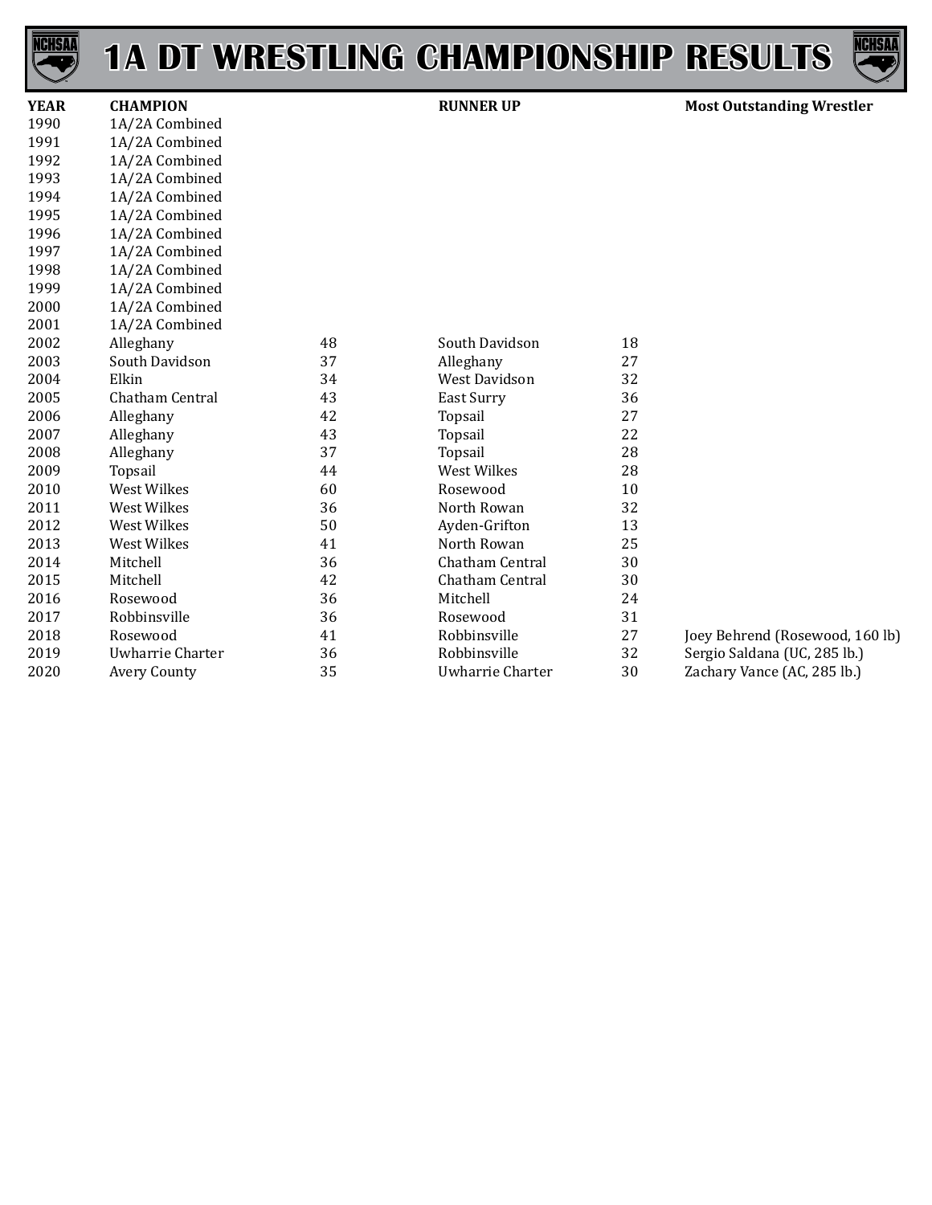# 1A DT WRESTLING CHAMPIONSHIP RESULTS

| YEAR | CHAMPION | | RUNNER UP | | Most Outstanding Wrestler |
|---|---|---|---|---|---|
| 1990 | 1A/2A Combined | | | | |
| 1991 | 1A/2A Combined | | | | |
| 1992 | 1A/2A Combined | | | | |
| 1993 | 1A/2A Combined | | | | |
| 1994 | 1A/2A Combined | | | | |
| 1995 | 1A/2A Combined | | | | |
| 1996 | 1A/2A Combined | | | | |
| 1997 | 1A/2A Combined | | | | |
| 1998 | 1A/2A Combined | | | | |
| 1999 | 1A/2A Combined | | | | |
| 2000 | 1A/2A Combined | | | | |
| 2001 | 1A/2A Combined | | | | |
| 2002 | Alleghany | 48 | South Davidson | 18 | |
| 2003 | South Davidson | 37 | Alleghany | 27 | |
| 2004 | Elkin | 34 | West Davidson | 32 | |
| 2005 | Chatham Central | 43 | East Surry | 36 | |
| 2006 | Alleghany | 42 | Topsail | 27 | |
| 2007 | Alleghany | 43 | Topsail | 22 | |
| 2008 | Alleghany | 37 | Topsail | 28 | |
| 2009 | Topsail | 44 | West Wilkes | 28 | |
| 2010 | West Wilkes | 60 | Rosewood | 10 | |
| 2011 | West Wilkes | 36 | North Rowan | 32 | |
| 2012 | West Wilkes | 50 | Ayden-Grifton | 13 | |
| 2013 | West Wilkes | 41 | North Rowan | 25 | |
| 2014 | Mitchell | 36 | Chatham Central | 30 | |
| 2015 | Mitchell | 42 | Chatham Central | 30 | |
| 2016 | Rosewood | 36 | Mitchell | 24 | |
| 2017 | Robbinsville | 36 | Rosewood | 31 | |
| 2018 | Rosewood | 41 | Robbinsville | 27 | Joey Behrend (Rosewood, 160 lb) |
| 2019 | Uwharrie Charter | 36 | Robbinsville | 32 | Sergio Saldana (UC, 285 lb.) |
| 2020 | Avery County | 35 | Uwharrie Charter | 30 | Zachary Vance (AC, 285 lb.) |